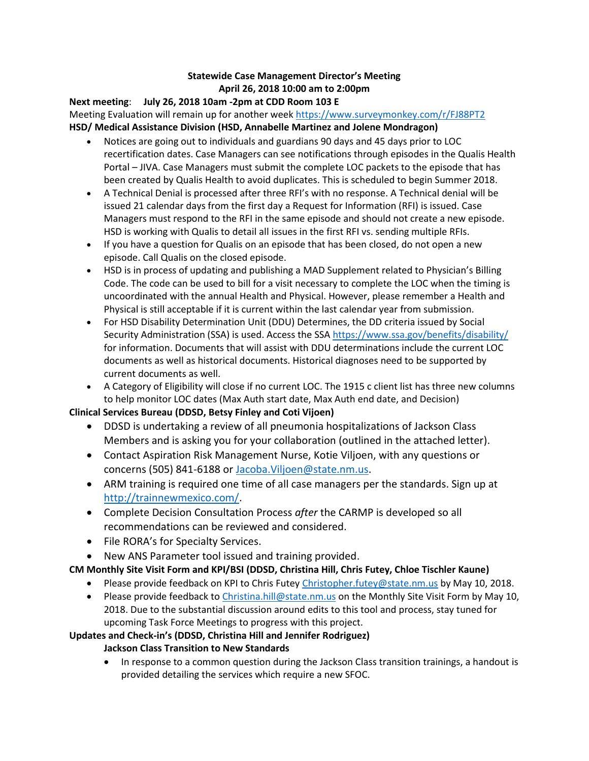**Statewide Case Management Director's Meeting**
**April 26, 2018 10:00 am to 2:00pm**

**Next meeting**: **July 26, 2018 10am -2pm at CDD Room 103 E**

Meeting Evaluation will remain up for another week https://www.surveymonkey.com/r/FJ88PT2

**HSD/ Medical Assistance Division (HSD, Annabelle Martinez and Jolene Mondragon)**

- Notices are going out to individuals and guardians 90 days and 45 days prior to LOC recertification dates. Case Managers can see notifications through episodes in the Qualis Health Portal – JIVA. Case Managers must submit the complete LOC packets to the episode that has been created by Qualis Health to avoid duplicates. This is scheduled to begin Summer 2018.
- A Technical Denial is processed after three RFI's with no response. A Technical denial will be issued 21 calendar days from the first day a Request for Information (RFI) is issued. Case Managers must respond to the RFI in the same episode and should not create a new episode. HSD is working with Qualis to detail all issues in the first RFI vs. sending multiple RFIs.
- If you have a question for Qualis on an episode that has been closed, do not open a new episode. Call Qualis on the closed episode.
- HSD is in process of updating and publishing a MAD Supplement related to Physician's Billing Code. The code can be used to bill for a visit necessary to complete the LOC when the timing is uncoordinated with the annual Health and Physical. However, please remember a Health and Physical is still acceptable if it is current within the last calendar year from submission.
- For HSD Disability Determination Unit (DDU) Determines, the DD criteria issued by Social Security Administration (SSA) is used. Access the SSA https://www.ssa.gov/benefits/disability/ for information. Documents that will assist with DDU determinations include the current LOC documents as well as historical documents. Historical diagnoses need to be supported by current documents as well.
- A Category of Eligibility will close if no current LOC. The 1915 c client list has three new columns to help monitor LOC dates (Max Auth start date, Max Auth end date, and Decision)

**Clinical Services Bureau (DDSD, Betsy Finley and Coti Vijoen)**

- DDSD is undertaking a review of all pneumonia hospitalizations of Jackson Class Members and is asking you for your collaboration (outlined in the attached letter).
- Contact Aspiration Risk Management Nurse, Kotie Viljoen, with any questions or concerns (505) 841-6188 or Jacoba.Viljoen@state.nm.us.
- ARM training is required one time of all case managers per the standards. Sign up at http://trainnewmexico.com/.
- Complete Decision Consultation Process *after* the CARMP is developed so all recommendations can be reviewed and considered.
- File RORA's for Specialty Services.
- New ANS Parameter tool issued and training provided.

**CM Monthly Site Visit Form and KPI/BSI (DDSD, Christina Hill, Chris Futey, Chloe Tischler Kaune)**

- Please provide feedback on KPI to Chris Futey Christopher.futey@state.nm.us by May 10, 2018.
- Please provide feedback to Christina.hill@state.nm.us on the Monthly Site Visit Form by May 10, 2018. Due to the substantial discussion around edits to this tool and process, stay tuned for upcoming Task Force Meetings to progress with this project.

**Updates and Check-in's (DDSD, Christina Hill and Jennifer Rodriguez)**

**Jackson Class Transition to New Standards**

- In response to a common question during the Jackson Class transition trainings, a handout is provided detailing the services which require a new SFOC.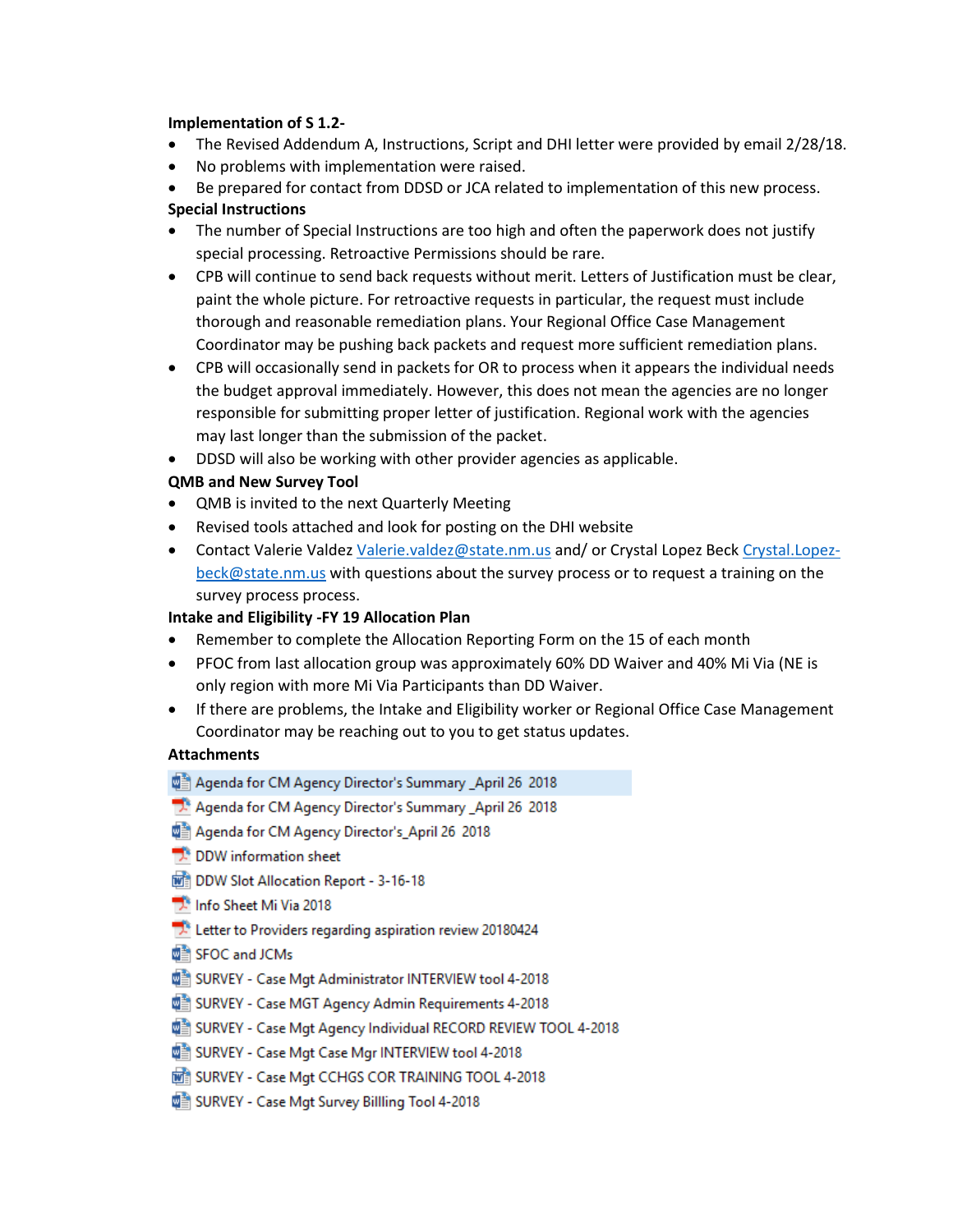**Implementation of S 1.2-**

- The Revised Addendum A, Instructions, Script and DHI letter were provided by email 2/28/18.
- No problems with implementation were raised.
- Be prepared for contact from DDSD or JCA related to implementation of this new process.

**Special Instructions**

- The number of Special Instructions are too high and often the paperwork does not justify special processing. Retroactive Permissions should be rare.
- CPB will continue to send back requests without merit. Letters of Justification must be clear, paint the whole picture. For retroactive requests in particular, the request must include thorough and reasonable remediation plans. Your Regional Office Case Management Coordinator may be pushing back packets and request more sufficient remediation plans.
- CPB will occasionally send in packets for OR to process when it appears the individual needs the budget approval immediately. However, this does not mean the agencies are no longer responsible for submitting proper letter of justification. Regional work with the agencies may last longer than the submission of the packet.
- DDSD will also be working with other provider agencies as applicable.

**QMB and New Survey Tool**

- QMB is invited to the next Quarterly Meeting
- Revised tools attached and look for posting on the DHI website
- Contact Valerie Valdez Valerie.valdez@state.nm.us and/ or Crystal Lopez Beck Crystal.Lopez-beck@state.nm.us with questions about the survey process or to request a training on the survey process process.

**Intake and Eligibility -FY 19 Allocation Plan**

- Remember to complete the Allocation Reporting Form on the 15 of each month
- PFOC from last allocation group was approximately 60% DD Waiver and 40% Mi Via (NE is only region with more Mi Via Participants than DD Waiver.
- If there are problems, the Intake and Eligibility worker or Regional Office Case Management Coordinator may be reaching out to you to get status updates.

**Attachments**

- Agenda for CM Agency Director's Summary _April 26 2018
- Agenda for CM Agency Director's Summary _April 26 2018
- Agenda for CM Agency Director's_April 26 2018
- DDW information sheet
- DDW Slot Allocation Report - 3-16-18
- Info Sheet Mi Via 2018
- Letter to Providers regarding aspiration review 20180424
- SFOC and JCMs
- SURVEY - Case Mgt Administrator INTERVIEW tool 4-2018
- SURVEY - Case MGT Agency Admin Requirements 4-2018
- SURVEY - Case Mgt Agency Individual RECORD REVIEW TOOL 4-2018
- SURVEY - Case Mgt Case Mgr INTERVIEW tool 4-2018
- SURVEY - Case Mgt CCHGS COR TRAINING TOOL 4-2018
- SURVEY - Case Mgt Survey Billling Tool 4-2018